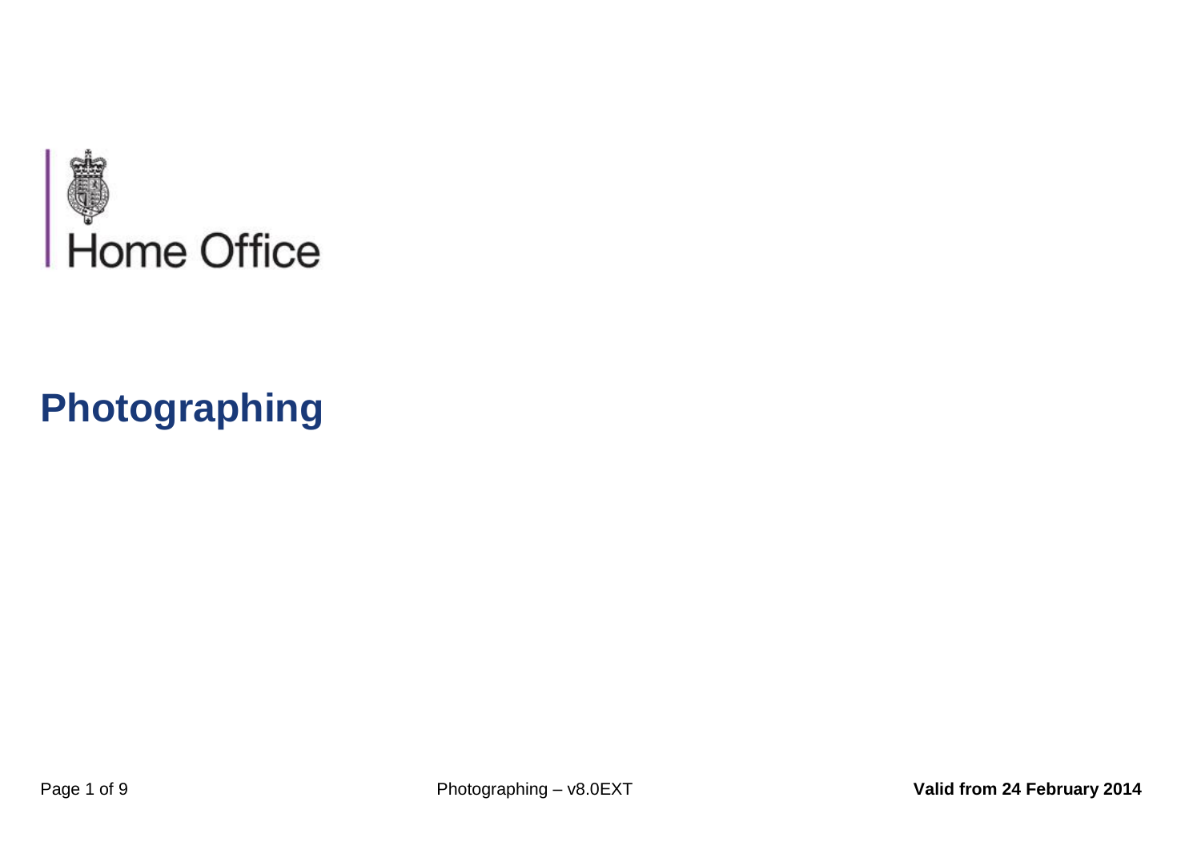Home Office

# Photographing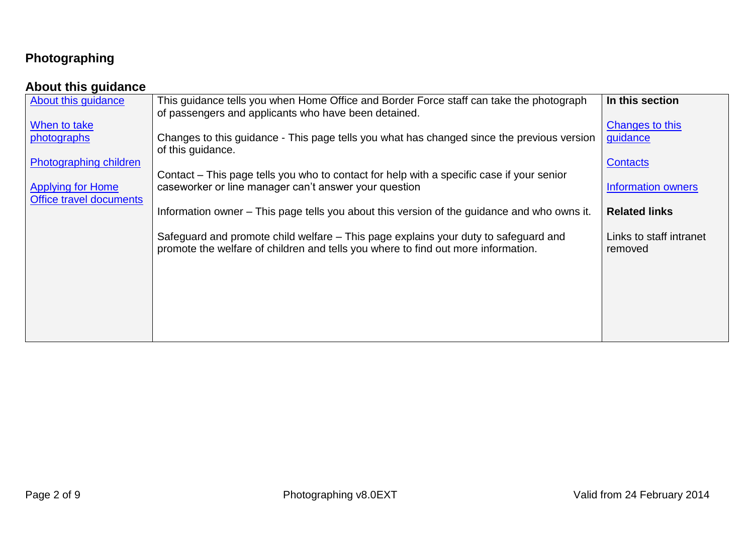# Photographing

## About this guidance

| About this guidance<br><br>When to take photographs<br><br>Photographing children<br><br>Applying for Home Office travel documents | This guidance tells you when Home Office and Border Force staff can take the photograph of passengers and applicants who have been detained.<br><br>Changes to this guidance - This page tells you what has changed since the previous version of this guidance.<br><br>Contact – This page tells you who to contact for help with a specific case if your senior caseworker or line manager can't answer your question<br><br>Information owner – This page tells you about this version of the guidance and who owns it.<br><br>Safeguard and promote child welfare – This page explains your duty to safeguard and promote the welfare of children and tells you where to find out more information. | **In this section**<br><br>Changes to this guidance<br><br>Contacts<br><br>Information owners<br><br>**Related links**<br><br>Links to staff intranet removed |
|---|---|---|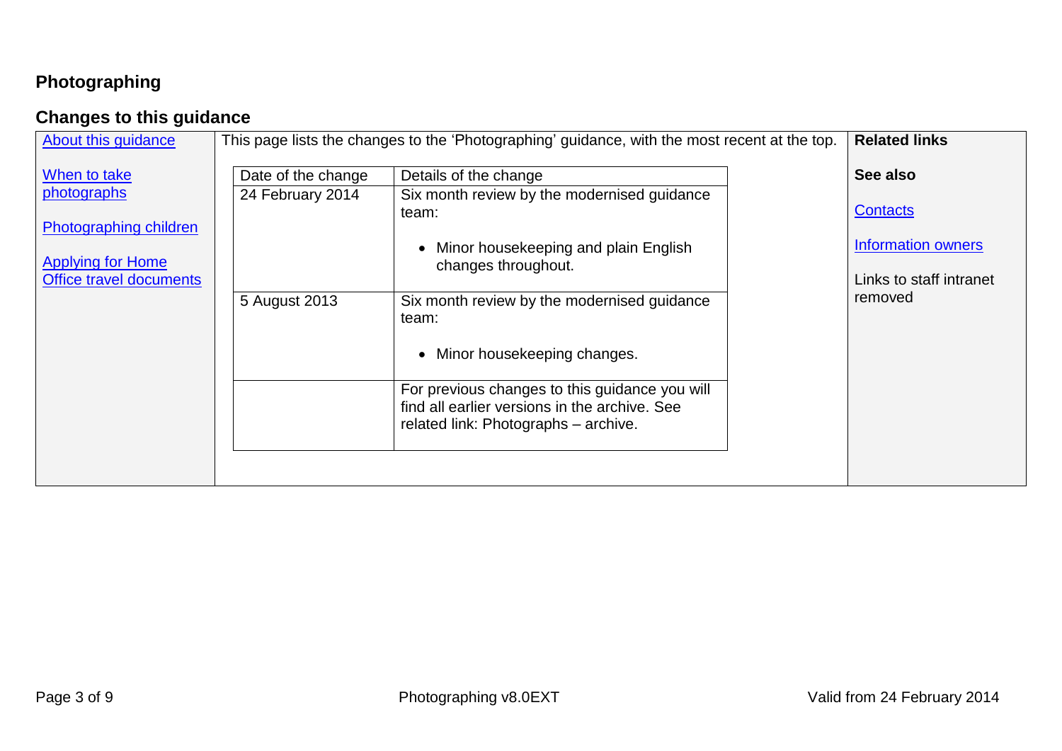# Photographing

## Changes to this guidance

About this guidance

When to take photographs

Photographing children

Applying for Home Office travel documents

This page lists the changes to the 'Photographing' guidance, with the most recent at the top.

| Date of the change | Details of the change |
|---|---|
| 24 February 2014 | Six month review by the modernised guidance team:<br><br>• Minor housekeeping and plain English changes throughout. |
| 5 August 2013 | Six month review by the modernised guidance team:<br><br>• Minor housekeeping changes. |
| | For previous changes to this guidance you will find all earlier versions in the archive. See related link: Photographs – archive. |

**Related links**

**See also**

Contacts

Information owners

Links to staff intranet removed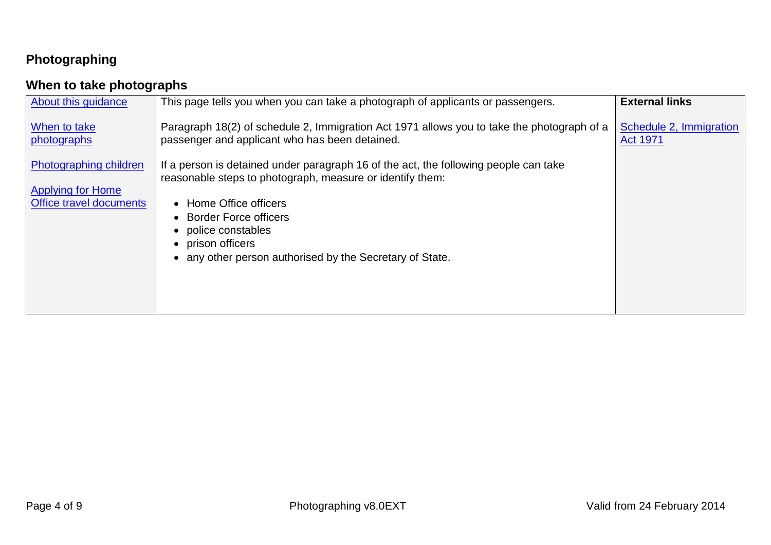# Photographing

## When to take photographs

| About this guidance<br><br>When to take photographs<br><br>Photographing children<br><br>Applying for Home Office travel documents | This page tells you when you can take a photograph of applicants or passengers.<br><br>Paragraph 18(2) of schedule 2, Immigration Act 1971 allows you to take the photograph of a passenger and applicant who has been detained.<br><br>If a person is detained under paragraph 16 of the act, the following people can take reasonable steps to photograph, measure or identify them:<br><br>• Home Office officers<br>• Border Force officers<br>• police constables<br>• prison officers<br>• any other person authorised by the Secretary of State. | **External links**<br><br>Schedule 2, Immigration Act 1971 |
|---|---|---|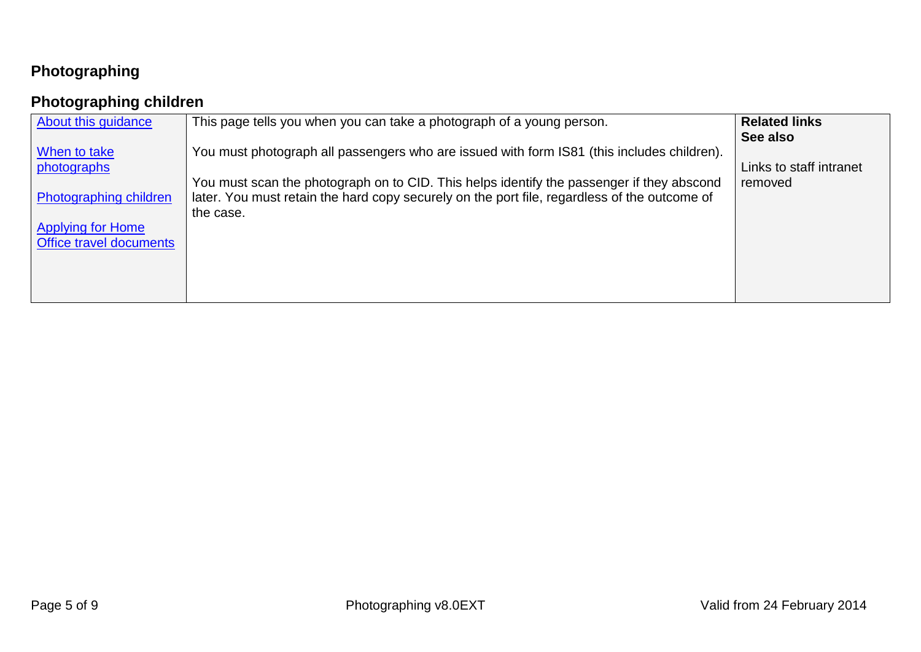# Photographing

## Photographing children

| | | |
|---|---|---|
| [About this guidance](#)<br><br>[When to take photographs](#)<br><br>[Photographing children](#)<br><br>[Applying for Home Office travel documents](#) | This page tells you when you can take a photograph of a young person.<br><br>You must photograph all passengers who are issued with form IS81 (this includes children).<br><br>You must scan the photograph on to CID. This helps identify the passenger if they abscond later. You must retain the hard copy securely on the port file, regardless of the outcome of the case. | **Related links**<br>**See also**<br><br>Links to staff intranet removed |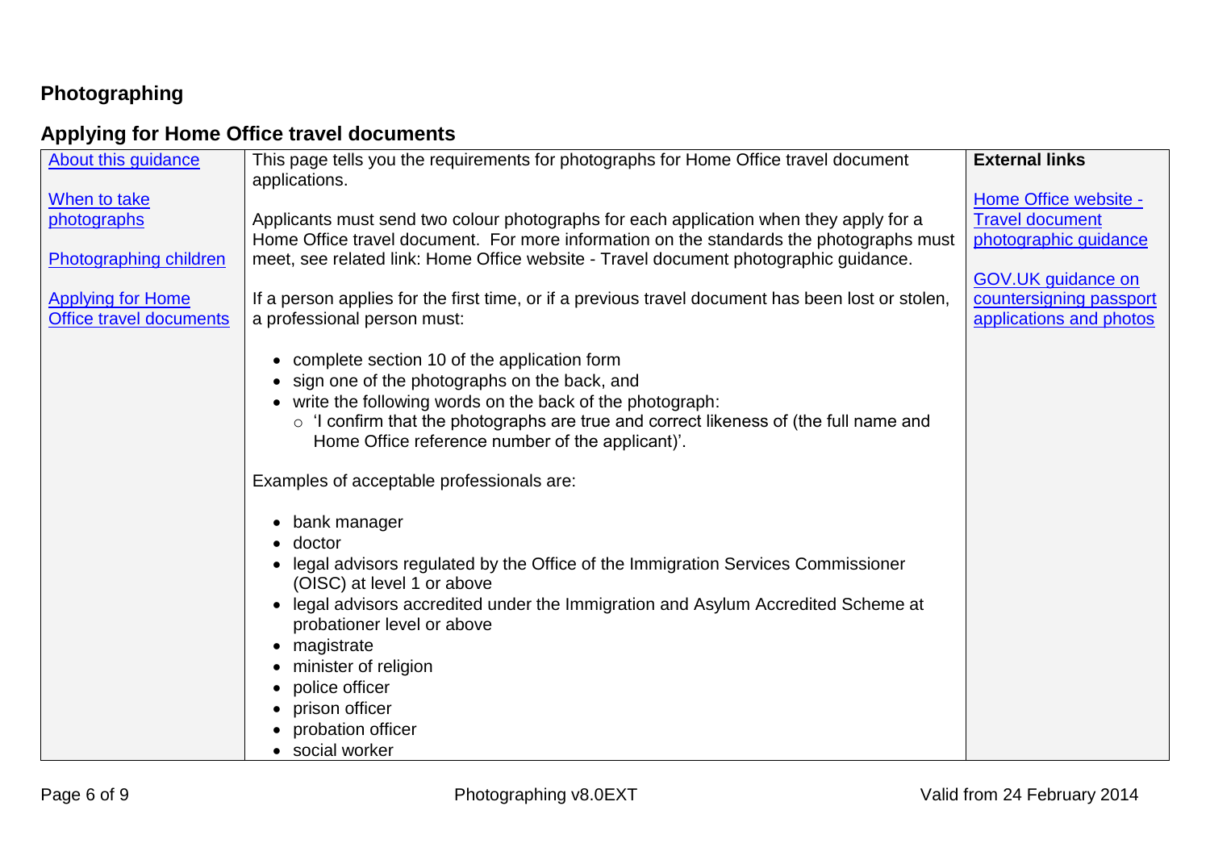# Photographing

## Applying for Home Office travel documents

| | | |
|---|---|---|
| [About this guidance](#)<br><br>[When to take photographs](#)<br><br>[Photographing children](#)<br><br>[Applying for Home Office travel documents](#) | This page tells you the requirements for photographs for Home Office travel document applications.<br><br>Applicants must send two colour photographs for each application when they apply for a Home Office travel document. For more information on the standards the photographs must meet, see related link: Home Office website - Travel document photographic guidance.<br><br>If a person applies for the first time, or if a previous travel document has been lost or stolen, a professional person must:<br><br>• complete section 10 of the application form<br>• sign one of the photographs on the back, and<br>• write the following words on the back of the photograph:<br>  ○ 'I confirm that the photographs are true and correct likeness of (the full name and Home Office reference number of the applicant)'.<br><br>Examples of acceptable professionals are:<br><br>• bank manager<br>• doctor<br>• legal advisors regulated by the Office of the Immigration Services Commissioner (OISC) at level 1 or above<br>• legal advisors accredited under the Immigration and Asylum Accredited Scheme at probationer level or above<br>• magistrate<br>• minister of religion<br>• police officer<br>• prison officer<br>• probation officer<br>• social worker | **External links**<br><br>[Home Office website - Travel document photographic guidance](#)<br><br>[GOV.UK guidance on countersigning passport applications and photos](#) |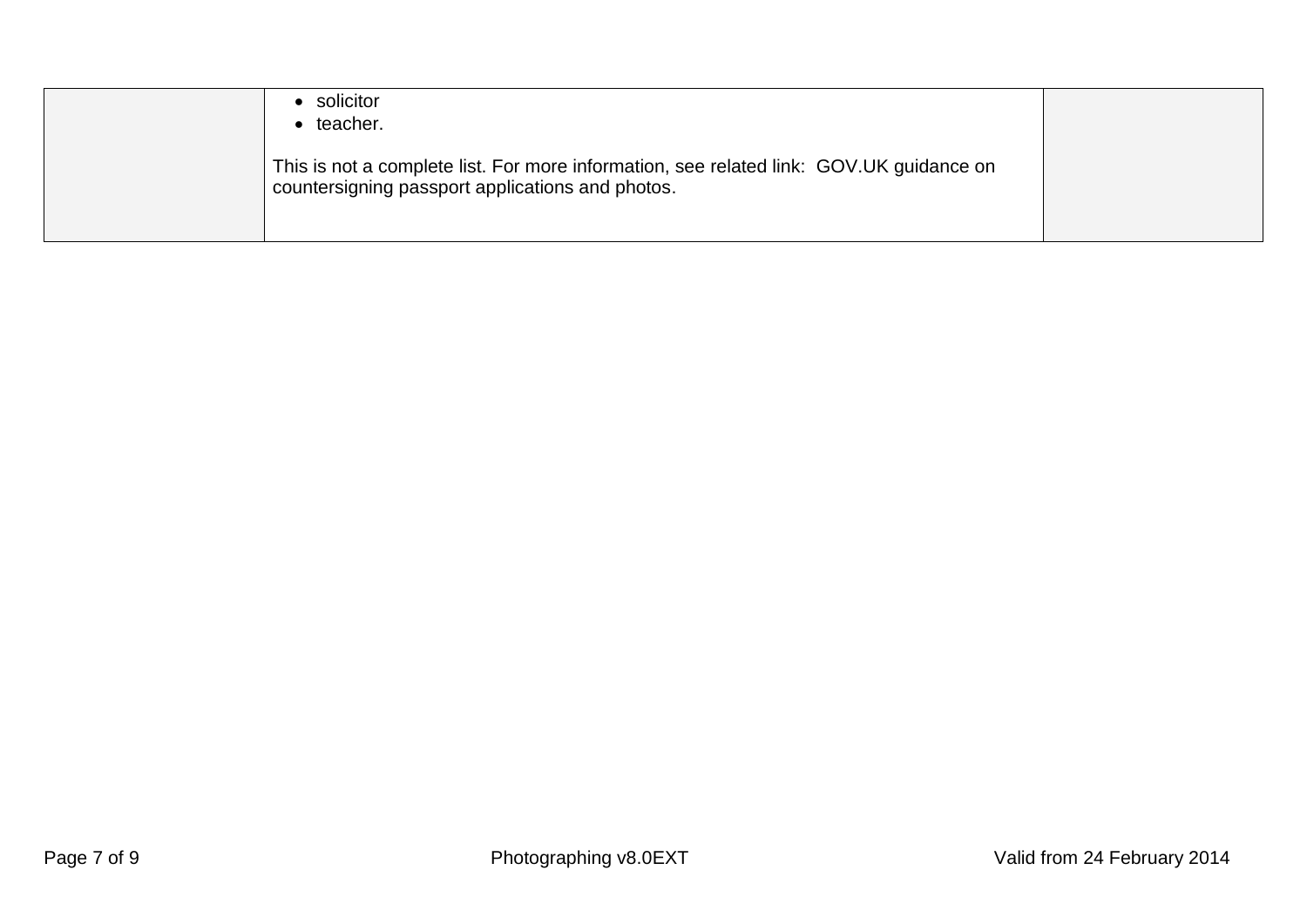| | | |
|---|---|---|
| | • solicitor<br>• teacher.<br><br>This is not a complete list. For more information, see related link: GOV.UK guidance on countersigning passport applications and photos. | |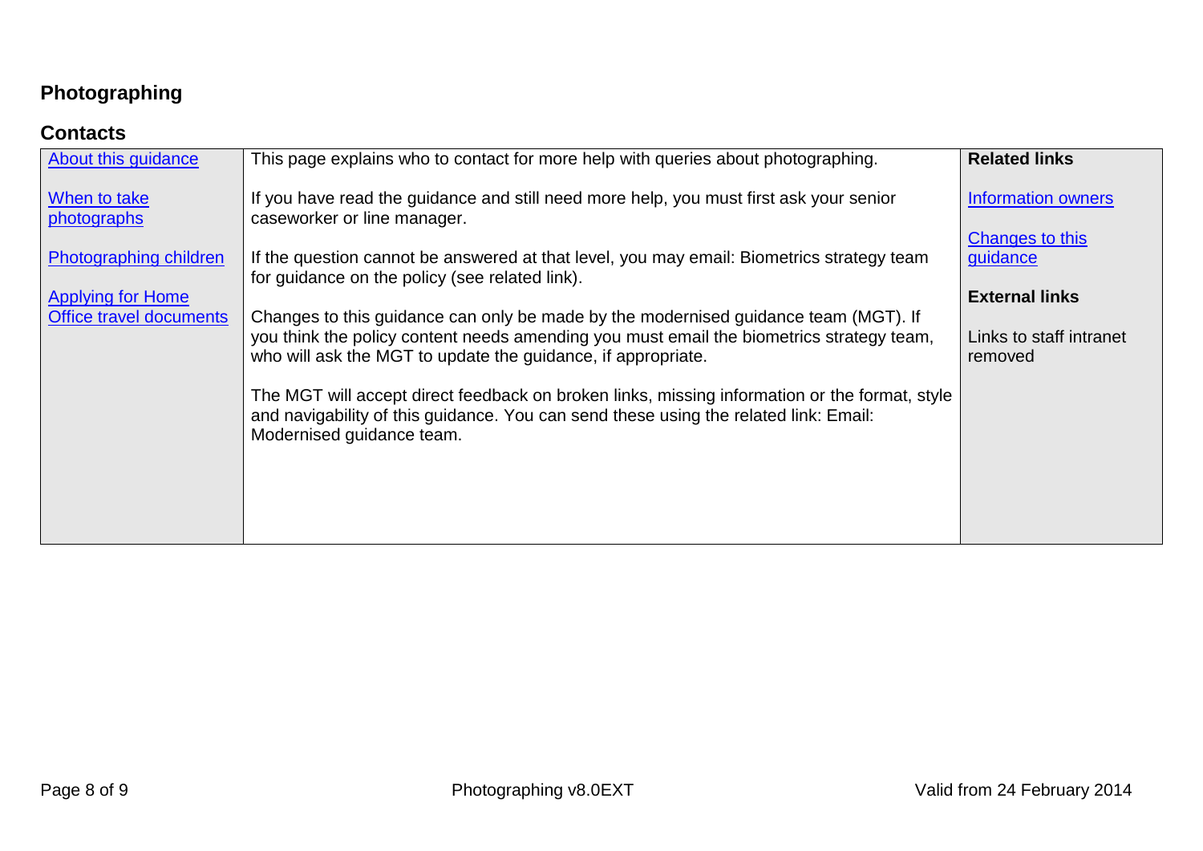# Photographing

## Contacts

| | | |
|---|---|---|
| About this guidance<br><br>When to take photographs<br><br>Photographing children<br><br>Applying for Home Office travel documents | This page explains who to contact for more help with queries about photographing.<br><br>If you have read the guidance and still need more help, you must first ask your senior caseworker or line manager.<br><br>If the question cannot be answered at that level, you may email: Biometrics strategy team for guidance on the policy (see related link).<br><br>Changes to this guidance can only be made by the modernised guidance team (MGT). If you think the policy content needs amending you must email the biometrics strategy team, who will ask the MGT to update the guidance, if appropriate.<br><br>The MGT will accept direct feedback on broken links, missing information or the format, style and navigability of this guidance. You can send these using the related link: Email: Modernised guidance team. | **Related links**<br><br>Information owners<br><br>Changes to this guidance<br><br>**External links**<br><br>Links to staff intranet removed |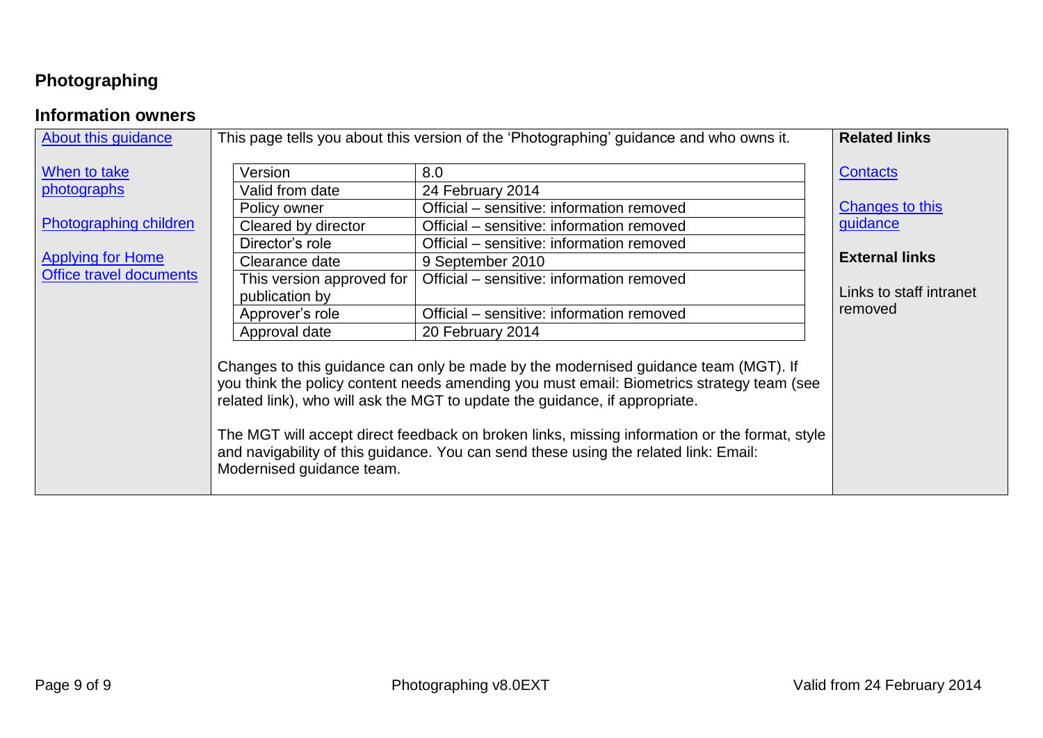# Photographing

## Information owners

About this guidance

When to take photographs

Photographing children

Applying for Home Office travel documents

This page tells you about this version of the 'Photographing' guidance and who owns it.

| | |
|---|---|
| Version | 8.0 |
| Valid from date | 24 February 2014 |
| Policy owner | Official – sensitive: information removed |
| Cleared by director | Official – sensitive: information removed |
| Director's role | Official – sensitive: information removed |
| Clearance date | 9 September 2010 |
| This version approved for publication by | Official – sensitive: information removed |
| Approver's role | Official – sensitive: information removed |
| Approval date | 20 February 2014 |

Changes to this guidance can only be made by the modernised guidance team (MGT). If you think the policy content needs amending you must email: Biometrics strategy team (see related link), who will ask the MGT to update the guidance, if appropriate.

The MGT will accept direct feedback on broken links, missing information or the format, style and navigability of this guidance. You can send these using the related link: Email: Modernised guidance team.

**Related links**

Contacts

Changes to this guidance

**External links**

Links to staff intranet removed